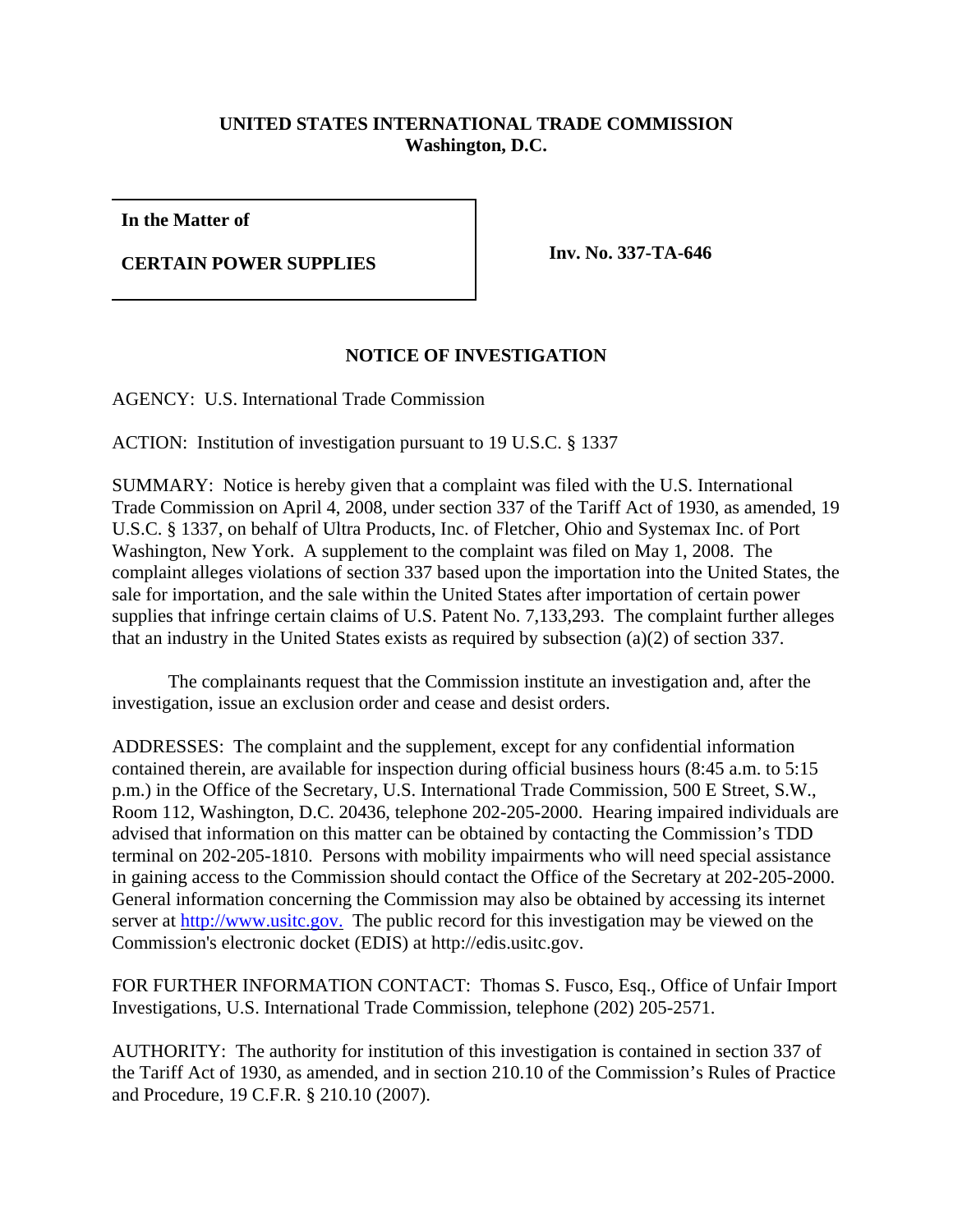**UNITED STATES INTERNATIONAL TRADE COMMISSION**
**Washington, D.C.**

| In the Matter of<br><br>**CERTAIN POWER SUPPLIES** | **Inv. No. 337-TA-646** |
|---|---|

**In the Matter of**

**CERTAIN POWER SUPPLIES**

**Inv. No. 337-TA-646**

## NOTICE OF INVESTIGATION

AGENCY: U.S. International Trade Commission

ACTION: Institution of investigation pursuant to 19 U.S.C. § 1337

SUMMARY: Notice is hereby given that a complaint was filed with the U.S. International Trade Commission on April 4, 2008, under section 337 of the Tariff Act of 1930, as amended, 19 U.S.C. § 1337, on behalf of Ultra Products, Inc. of Fletcher, Ohio and Systemax Inc. of Port Washington, New York. A supplement to the complaint was filed on May 1, 2008. The complaint alleges violations of section 337 based upon the importation into the United States, the sale for importation, and the sale within the United States after importation of certain power supplies that infringe certain claims of U.S. Patent No. 7,133,293. The complaint further alleges that an industry in the United States exists as required by subsection (a)(2) of section 337.

The complainants request that the Commission institute an investigation and, after the investigation, issue an exclusion order and cease and desist orders.

ADDRESSES: The complaint and the supplement, except for any confidential information contained therein, are available for inspection during official business hours (8:45 a.m. to 5:15 p.m.) in the Office of the Secretary, U.S. International Trade Commission, 500 E Street, S.W., Room 112, Washington, D.C. 20436, telephone 202-205-2000. Hearing impaired individuals are advised that information on this matter can be obtained by contacting the Commission's TDD terminal on 202-205-1810. Persons with mobility impairments who will need special assistance in gaining access to the Commission should contact the Office of the Secretary at 202-205-2000. General information concerning the Commission may also be obtained by accessing its internet server at http://www.usitc.gov. The public record for this investigation may be viewed on the Commission's electronic docket (EDIS) at http://edis.usitc.gov.

FOR FURTHER INFORMATION CONTACT: Thomas S. Fusco, Esq., Office of Unfair Import Investigations, U.S. International Trade Commission, telephone (202) 205-2571.

AUTHORITY: The authority for institution of this investigation is contained in section 337 of the Tariff Act of 1930, as amended, and in section 210.10 of the Commission's Rules of Practice and Procedure, 19 C.F.R. § 210.10 (2007).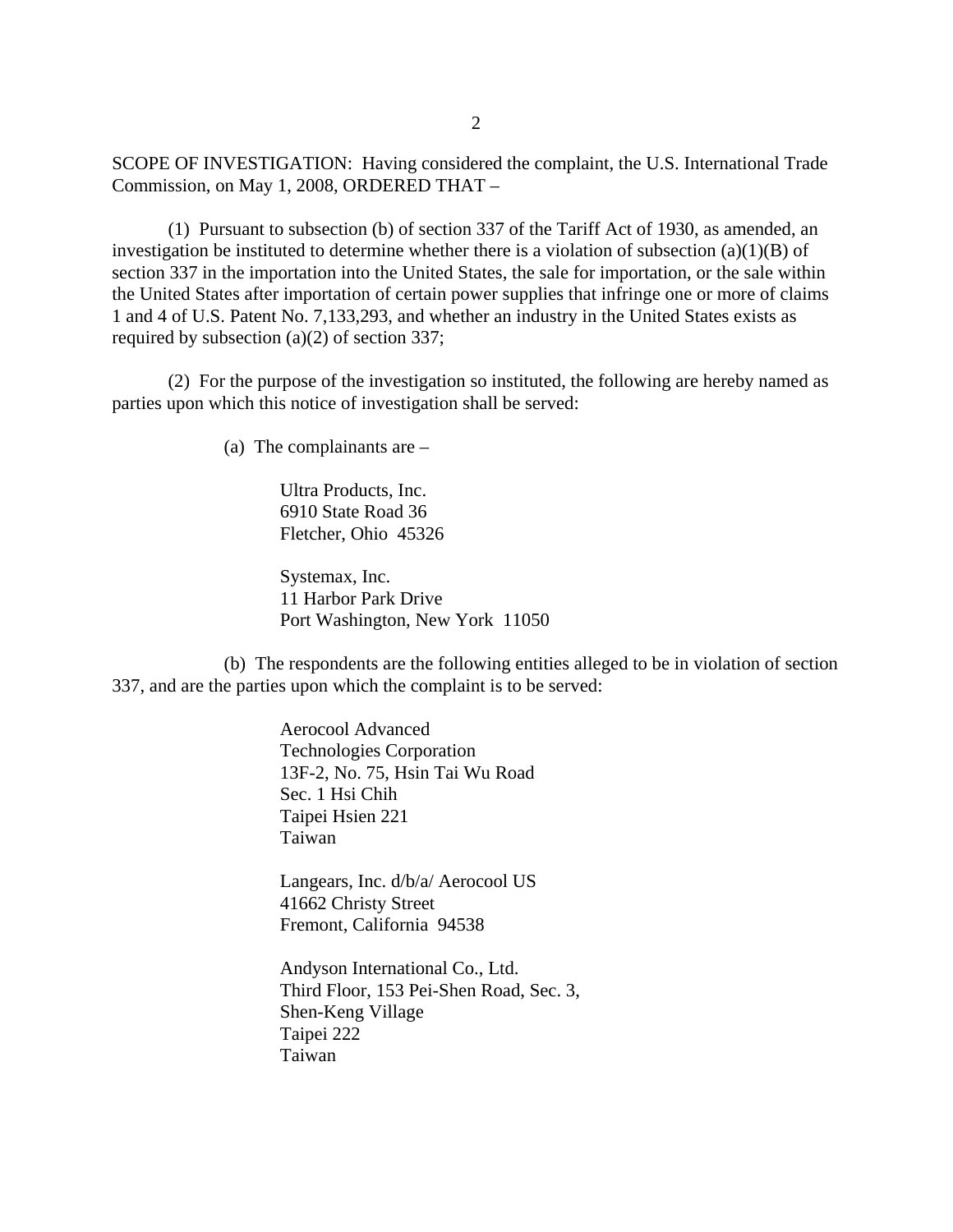SCOPE OF INVESTIGATION: Having considered the complaint, the U.S. International Trade Commission, on May 1, 2008, ORDERED THAT –

(1) Pursuant to subsection (b) of section 337 of the Tariff Act of 1930, as amended, an investigation be instituted to determine whether there is a violation of subsection (a)(1)(B) of section 337 in the importation into the United States, the sale for importation, or the sale within the United States after importation of certain power supplies that infringe one or more of claims 1 and 4 of U.S. Patent No. 7,133,293, and whether an industry in the United States exists as required by subsection (a)(2) of section 337;

(2) For the purpose of the investigation so instituted, the following are hereby named as parties upon which this notice of investigation shall be served:

(a) The complainants are –

Ultra Products, Inc.
6910 State Road 36
Fletcher, Ohio 45326

Systemax, Inc.
11 Harbor Park Drive
Port Washington, New York 11050

(b) The respondents are the following entities alleged to be in violation of section 337, and are the parties upon which the complaint is to be served:

Aerocool Advanced
Technologies Corporation
13F-2, No. 75, Hsin Tai Wu Road
Sec. 1 Hsi Chih
Taipei Hsien 221
Taiwan

Langears, Inc. d/b/a/ Aerocool US
41662 Christy Street
Fremont, California 94538

Andyson International Co., Ltd.
Third Floor, 153 Pei-Shen Road, Sec. 3,
Shen-Keng Village
Taipei 222
Taiwan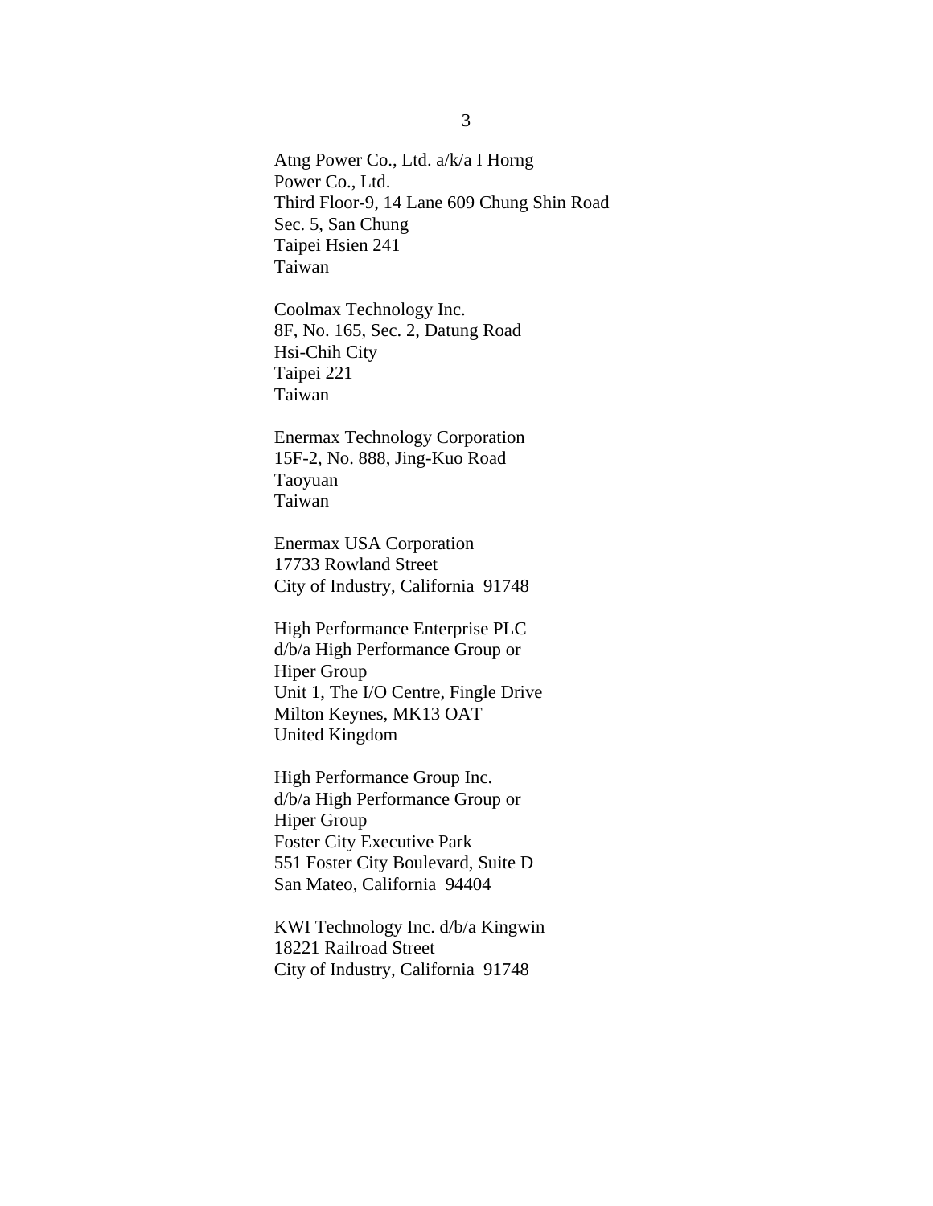Atng Power Co., Ltd. a/k/a I Horng
Power Co., Ltd.
Third Floor-9, 14 Lane 609 Chung Shin Road
Sec. 5, San Chung
Taipei Hsien 241
Taiwan

Coolmax Technology Inc.
8F, No. 165, Sec. 2, Datung Road
Hsi-Chih City
Taipei 221
Taiwan

Enermax Technology Corporation
15F-2, No. 888, Jing-Kuo Road
Taoyuan
Taiwan

Enermax USA Corporation
17733 Rowland Street
City of Industry, California 91748

High Performance Enterprise PLC
d/b/a High Performance Group or
Hiper Group
Unit 1, The I/O Centre, Fingle Drive
Milton Keynes, MK13 OAT
United Kingdom

High Performance Group Inc.
d/b/a High Performance Group or
Hiper Group
Foster City Executive Park
551 Foster City Boulevard, Suite D
San Mateo, California 94404

KWI Technology Inc. d/b/a Kingwin
18221 Railroad Street
City of Industry, California 91748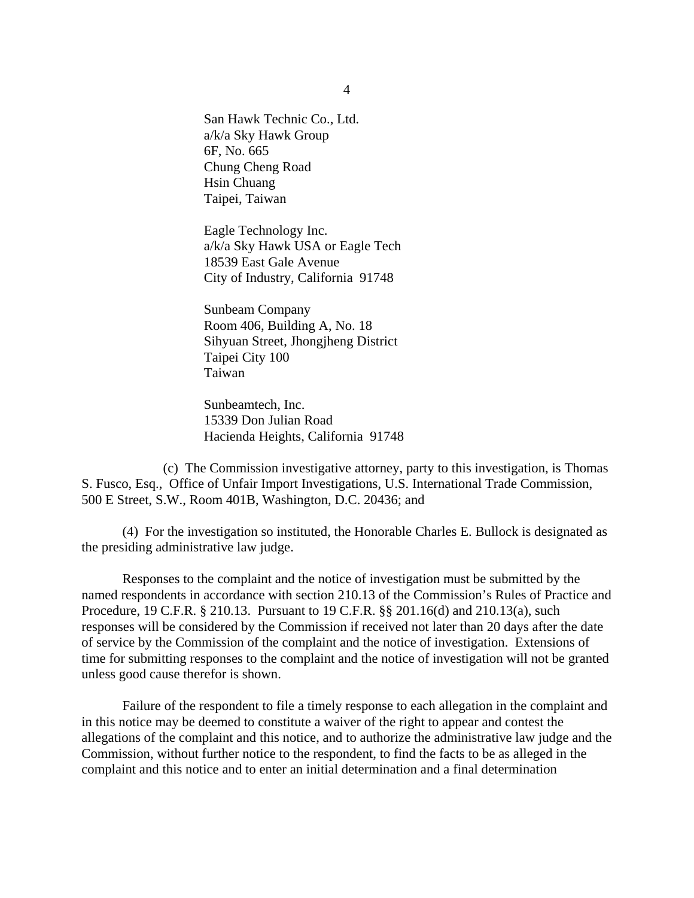San Hawk Technic Co., Ltd.
a/k/a Sky Hawk Group
6F, No. 665
Chung Cheng Road
Hsin Chuang
Taipei, Taiwan

Eagle Technology Inc.
a/k/a Sky Hawk USA or Eagle Tech
18539 East Gale Avenue
City of Industry, California 91748

Sunbeam Company
Room 406, Building A, No. 18
Sihyuan Street, Jhongjheng District
Taipei City 100
Taiwan

Sunbeamtech, Inc.
15339 Don Julian Road
Hacienda Heights, California 91748

(c) The Commission investigative attorney, party to this investigation, is Thomas S. Fusco, Esq., Office of Unfair Import Investigations, U.S. International Trade Commission, 500 E Street, S.W., Room 401B, Washington, D.C. 20436; and

(4) For the investigation so instituted, the Honorable Charles E. Bullock is designated as the presiding administrative law judge.

Responses to the complaint and the notice of investigation must be submitted by the named respondents in accordance with section 210.13 of the Commission's Rules of Practice and Procedure, 19 C.F.R. § 210.13. Pursuant to 19 C.F.R. §§ 201.16(d) and 210.13(a), such responses will be considered by the Commission if received not later than 20 days after the date of service by the Commission of the complaint and the notice of investigation. Extensions of time for submitting responses to the complaint and the notice of investigation will not be granted unless good cause therefor is shown.

Failure of the respondent to file a timely response to each allegation in the complaint and in this notice may be deemed to constitute a waiver of the right to appear and contest the allegations of the complaint and this notice, and to authorize the administrative law judge and the Commission, without further notice to the respondent, to find the facts to be as alleged in the complaint and this notice and to enter an initial determination and a final determination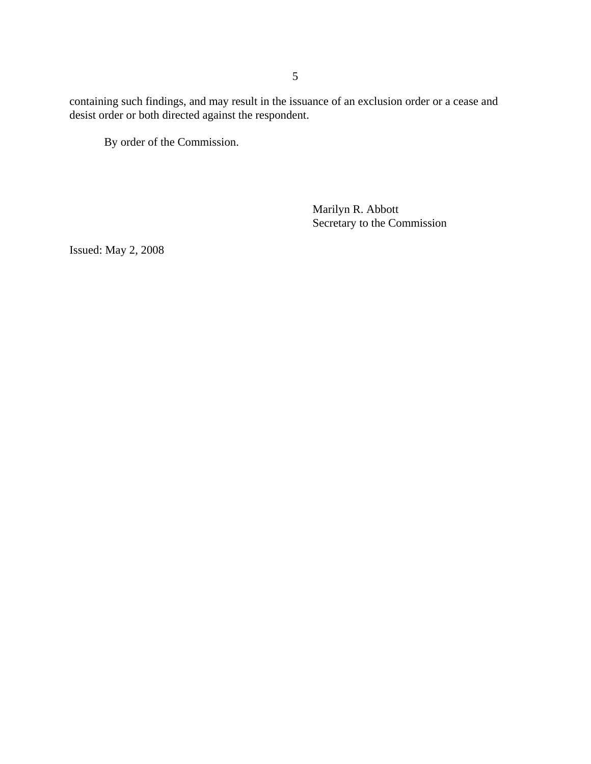containing such findings, and may result in the issuance of an exclusion order or a cease and desist order or both directed against the respondent.

By order of the Commission.

Marilyn R. Abbott
Secretary to the Commission

Issued: May 2, 2008